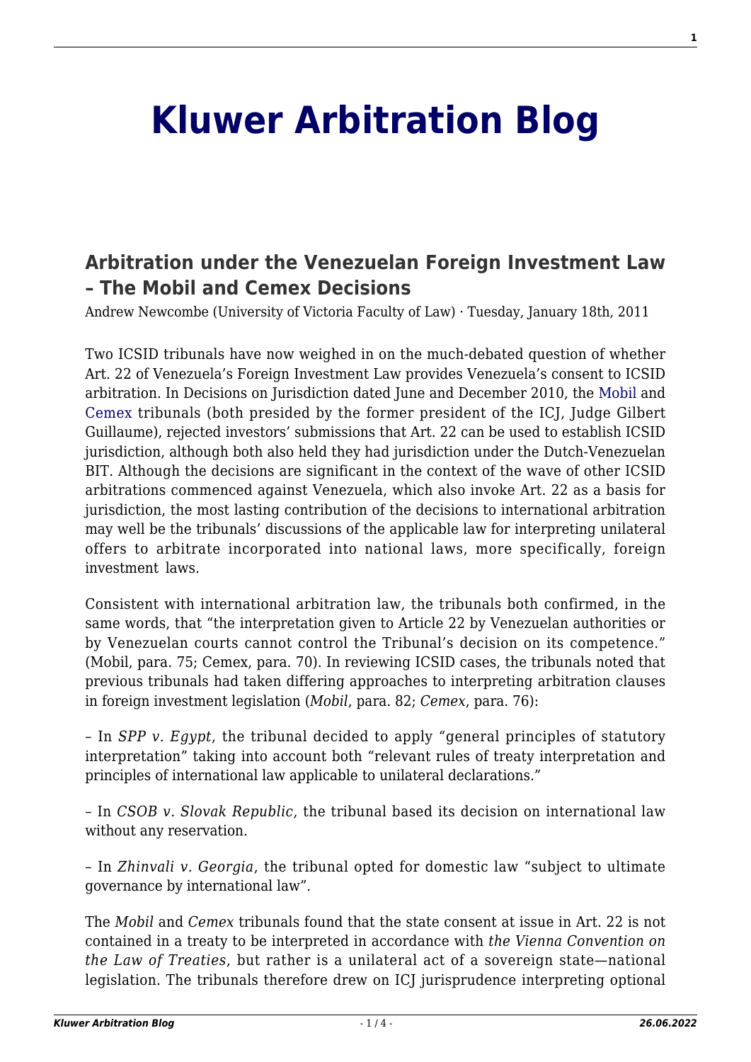# Kluwer Arbitration Blog

## Arbitration under the Venezuelan Foreign Investment Law – The Mobil and Cemex Decisions

Andrew Newcombe (University of Victoria Faculty of Law) · Tuesday, January 18th, 2011

Two ICSID tribunals have now weighed in on the much-debated question of whether Art. 22 of Venezuela's Foreign Investment Law provides Venezuela's consent to ICSID arbitration. In Decisions on Jurisdiction dated June and December 2010, the Mobil and Cemex tribunals (both presided by the former president of the ICJ, Judge Gilbert Guillaume), rejected investors' submissions that Art. 22 can be used to establish ICSID jurisdiction, although both also held they had jurisdiction under the Dutch-Venezuelan BIT. Although the decisions are significant in the context of the wave of other ICSID arbitrations commenced against Venezuela, which also invoke Art. 22 as a basis for jurisdiction, the most lasting contribution of the decisions to international arbitration may well be the tribunals' discussions of the applicable law for interpreting unilateral offers to arbitrate incorporated into national laws, more specifically, foreign investment laws.

Consistent with international arbitration law, the tribunals both confirmed, in the same words, that "the interpretation given to Article 22 by Venezuelan authorities or by Venezuelan courts cannot control the Tribunal's decision on its competence." (Mobil, para. 75; Cemex, para. 70). In reviewing ICSID cases, the tribunals noted that previous tribunals had taken differing approaches to interpreting arbitration clauses in foreign investment legislation (*Mobil*, para. 82; *Cemex*, para. 76):

– In *SPP v. Egypt*, the tribunal decided to apply "general principles of statutory interpretation" taking into account both "relevant rules of treaty interpretation and principles of international law applicable to unilateral declarations."

– In *CSOB v. Slovak Republic*, the tribunal based its decision on international law without any reservation.

– In *Zhinvali v. Georgia*, the tribunal opted for domestic law "subject to ultimate governance by international law".

The *Mobil* and *Cemex* tribunals found that the state consent at issue in Art. 22 is not contained in a treaty to be interpreted in accordance with *the Vienna Convention on the Law of Treaties*, but rather is a unilateral act of a sovereign state—national legislation. The tribunals therefore drew on ICJ jurisprudence interpreting optional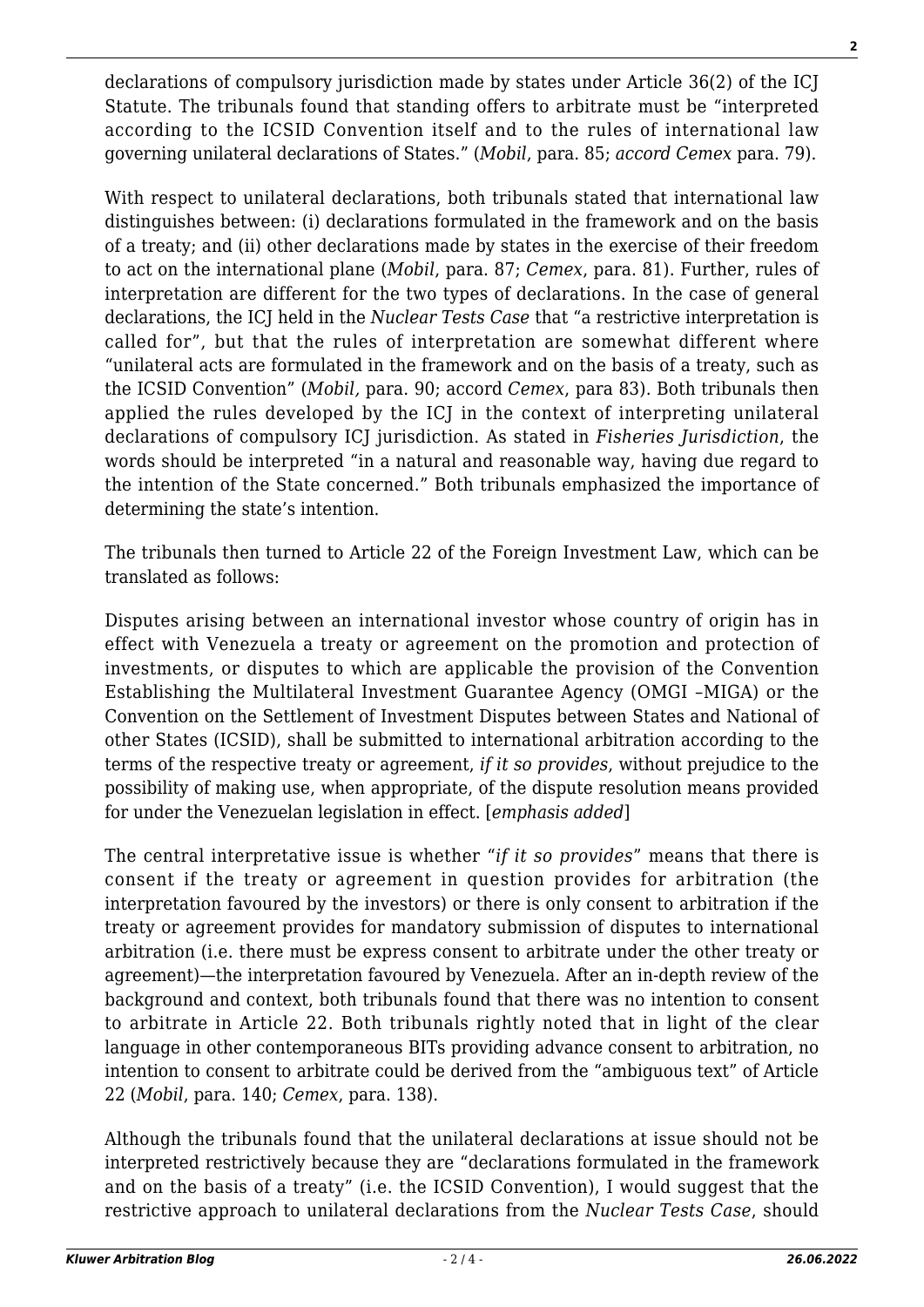declarations of compulsory jurisdiction made by states under Article 36(2) of the ICJ Statute. The tribunals found that standing offers to arbitrate must be "interpreted according to the ICSID Convention itself and to the rules of international law governing unilateral declarations of States." (*Mobil*, para. 85; *accord Cemex* para. 79).

With respect to unilateral declarations, both tribunals stated that international law distinguishes between: (i) declarations formulated in the framework and on the basis of a treaty; and (ii) other declarations made by states in the exercise of their freedom to act on the international plane (*Mobil*, para. 87; *Cemex*, para. 81). Further, rules of interpretation are different for the two types of declarations. In the case of general declarations, the ICJ held in the *Nuclear Tests Case* that "a restrictive interpretation is called for", but that the rules of interpretation are somewhat different where "unilateral acts are formulated in the framework and on the basis of a treaty, such as the ICSID Convention" (*Mobil,* para. 90; accord *Cemex*, para 83). Both tribunals then applied the rules developed by the ICJ in the context of interpreting unilateral declarations of compulsory ICJ jurisdiction. As stated in *Fisheries Jurisdiction*, the words should be interpreted "in a natural and reasonable way, having due regard to the intention of the State concerned." Both tribunals emphasized the importance of determining the state's intention.

The tribunals then turned to Article 22 of the Foreign Investment Law, which can be translated as follows:

Disputes arising between an international investor whose country of origin has in effect with Venezuela a treaty or agreement on the promotion and protection of investments, or disputes to which are applicable the provision of the Convention Establishing the Multilateral Investment Guarantee Agency (OMGI –MIGA) or the Convention on the Settlement of Investment Disputes between States and National of other States (ICSID), shall be submitted to international arbitration according to the terms of the respective treaty or agreement, *if it so provides*, without prejudice to the possibility of making use, when appropriate, of the dispute resolution means provided for under the Venezuelan legislation in effect. [*emphasis added*]

The central interpretative issue is whether "*if it so provides*" means that there is consent if the treaty or agreement in question provides for arbitration (the interpretation favoured by the investors) or there is only consent to arbitration if the treaty or agreement provides for mandatory submission of disputes to international arbitration (i.e. there must be express consent to arbitrate under the other treaty or agreement)—the interpretation favoured by Venezuela. After an in-depth review of the background and context, both tribunals found that there was no intention to consent to arbitrate in Article 22. Both tribunals rightly noted that in light of the clear language in other contemporaneous BITs providing advance consent to arbitration, no intention to consent to arbitrate could be derived from the "ambiguous text" of Article 22 (*Mobil*, para. 140; *Cemex*, para. 138).

Although the tribunals found that the unilateral declarations at issue should not be interpreted restrictively because they are "declarations formulated in the framework and on the basis of a treaty" (i.e. the ICSID Convention), I would suggest that the restrictive approach to unilateral declarations from the *Nuclear Tests Case*, should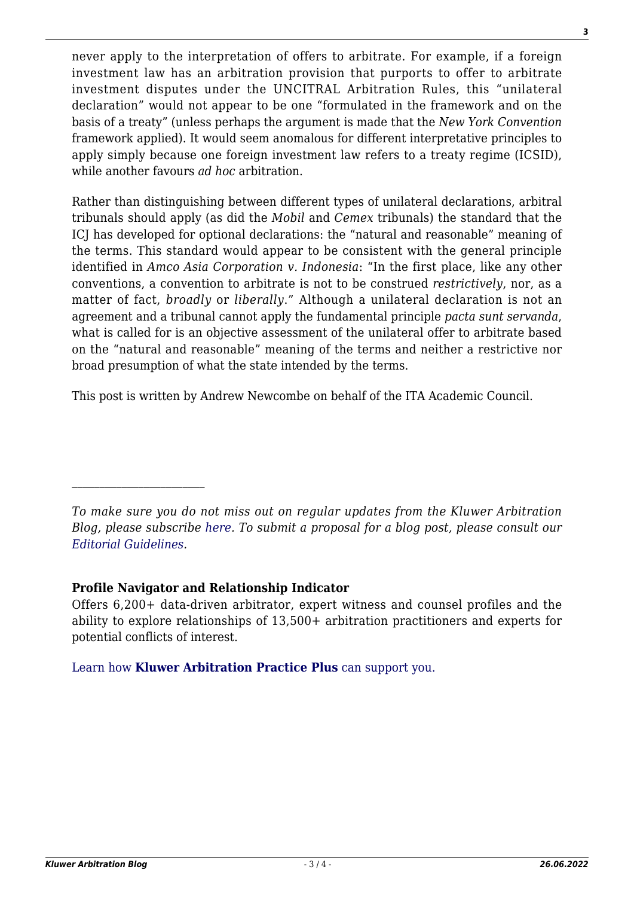never apply to the interpretation of offers to arbitrate. For example, if a foreign investment law has an arbitration provision that purports to offer to arbitrate investment disputes under the UNCITRAL Arbitration Rules, this "unilateral declaration" would not appear to be one "formulated in the framework and on the basis of a treaty" (unless perhaps the argument is made that the *New York Convention* framework applied). It would seem anomalous for different interpretative principles to apply simply because one foreign investment law refers to a treaty regime (ICSID), while another favours *ad hoc* arbitration.

Rather than distinguishing between different types of unilateral declarations, arbitral tribunals should apply (as did the *Mobil* and *Cemex* tribunals) the standard that the ICJ has developed for optional declarations: the "natural and reasonable" meaning of the terms. This standard would appear to be consistent with the general principle identified in *Amco Asia Corporation v. Indonesia*: "In the first place, like any other conventions, a convention to arbitrate is not to be construed *restrictively*, nor, as a matter of fact, *broadly* or *liberally*." Although a unilateral declaration is not an agreement and a tribunal cannot apply the fundamental principle *pacta sunt servanda*, what is called for is an objective assessment of the unilateral offer to arbitrate based on the "natural and reasonable" meaning of the terms and neither a restrictive nor broad presumption of what the state intended by the terms.

This post is written by Andrew Newcombe on behalf of the ITA Academic Council.

---

*To make sure you do not miss out on regular updates from the Kluwer Arbitration Blog, please subscribe here. To submit a proposal for a blog post, please consult our Editorial Guidelines.*

**Profile Navigator and Relationship Indicator**

Offers 6,200+ data-driven arbitrator, expert witness and counsel profiles and the ability to explore relationships of 13,500+ arbitration practitioners and experts for potential conflicts of interest.

Learn how **Kluwer Arbitration Practice Plus** can support you.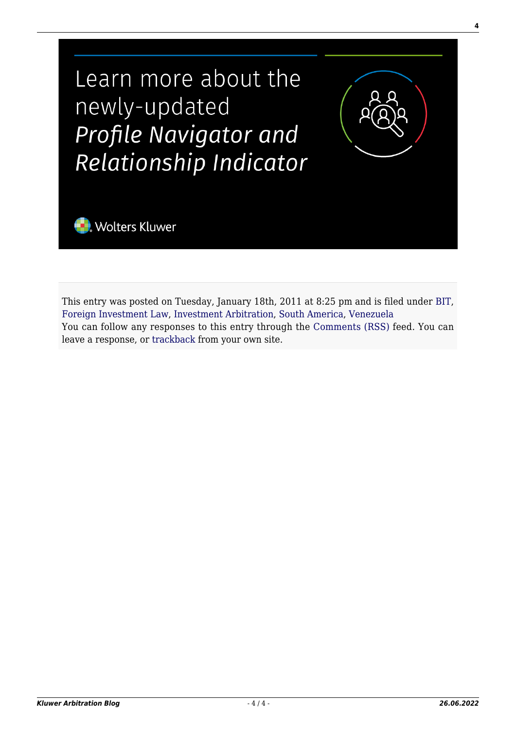Learn more about the newly-updated *Profile Navigator and Relationship Indicator*

Wolters Kluwer

This entry was posted on Tuesday, January 18th, 2011 at 8:25 pm and is filed under BIT, Foreign Investment Law, Investment Arbitration, South America, Venezuela

You can follow any responses to this entry through the Comments (RSS) feed. You can leave a response, or trackback from your own site.